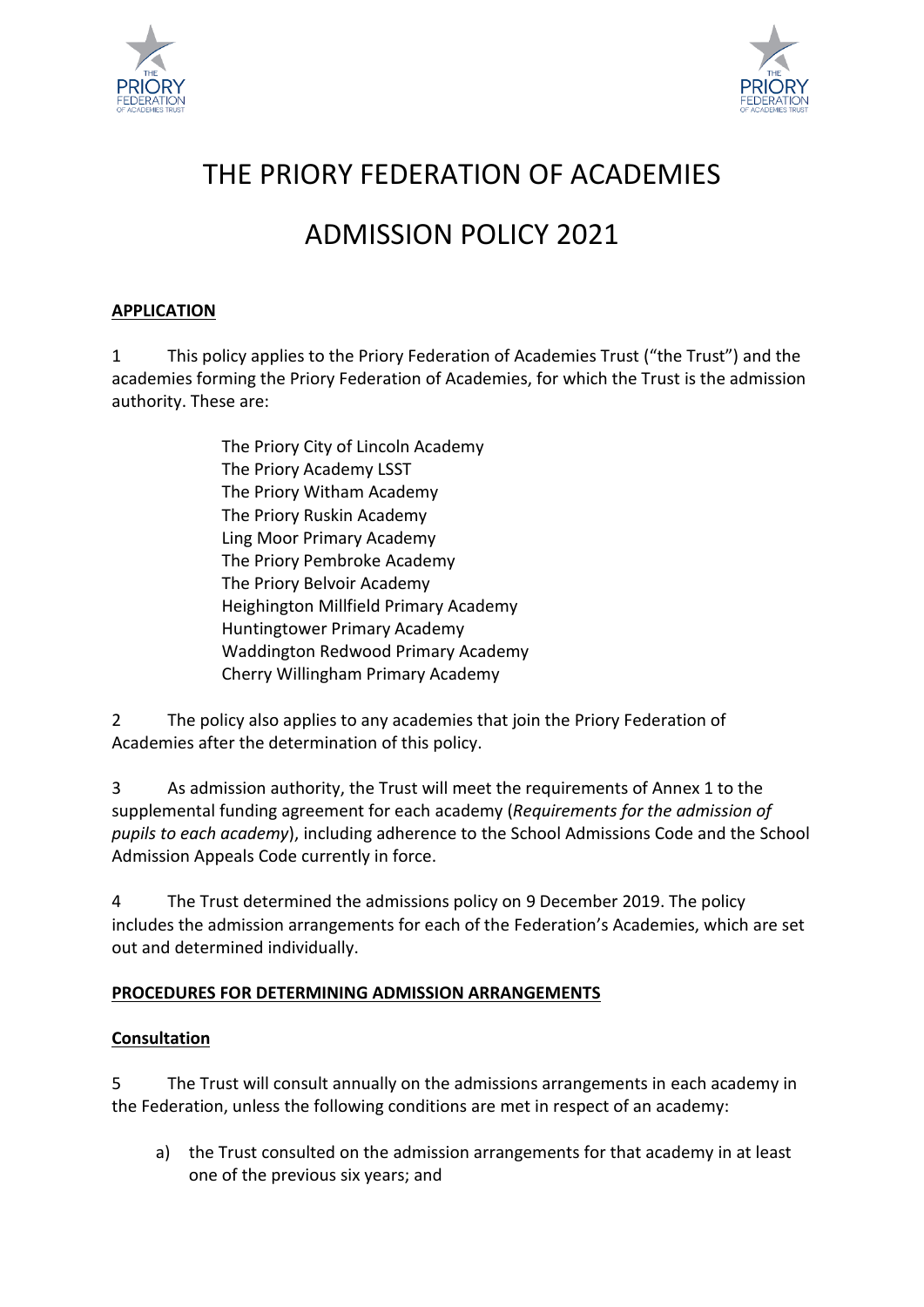# THE PRIORY FEDERATION OF ACADEMIES

# ADMISSION POLICY 2021

## APPLICATION

1 This policy applies to the Priory Federation of Academies Trust ("the Trust") and the academies forming the Priory Federation of Academies, for which the Trust is the admission authority. These are:

The Priory City of Lincoln Academy
The Priory Academy LSST
The Priory Witham Academy
The Priory Ruskin Academy
Ling Moor Primary Academy
The Priory Pembroke Academy
The Priory Belvoir Academy
Heighington Millfield Primary Academy
Huntingtower Primary Academy
Waddington Redwood Primary Academy
Cherry Willingham Primary Academy

2 The policy also applies to any academies that join the Priory Federation of Academies after the determination of this policy.

3 As admission authority, the Trust will meet the requirements of Annex 1 to the supplemental funding agreement for each academy (*Requirements for the admission of pupils to each academy*), including adherence to the School Admissions Code and the School Admission Appeals Code currently in force.

4 The Trust determined the admissions policy on 9 December 2019. The policy includes the admission arrangements for each of the Federation's Academies, which are set out and determined individually.

## PROCEDURES FOR DETERMINING ADMISSION ARRANGEMENTS

### Consultation

5 The Trust will consult annually on the admissions arrangements in each academy in the Federation, unless the following conditions are met in respect of an academy:

a) the Trust consulted on the admission arrangements for that academy in at least one of the previous six years; and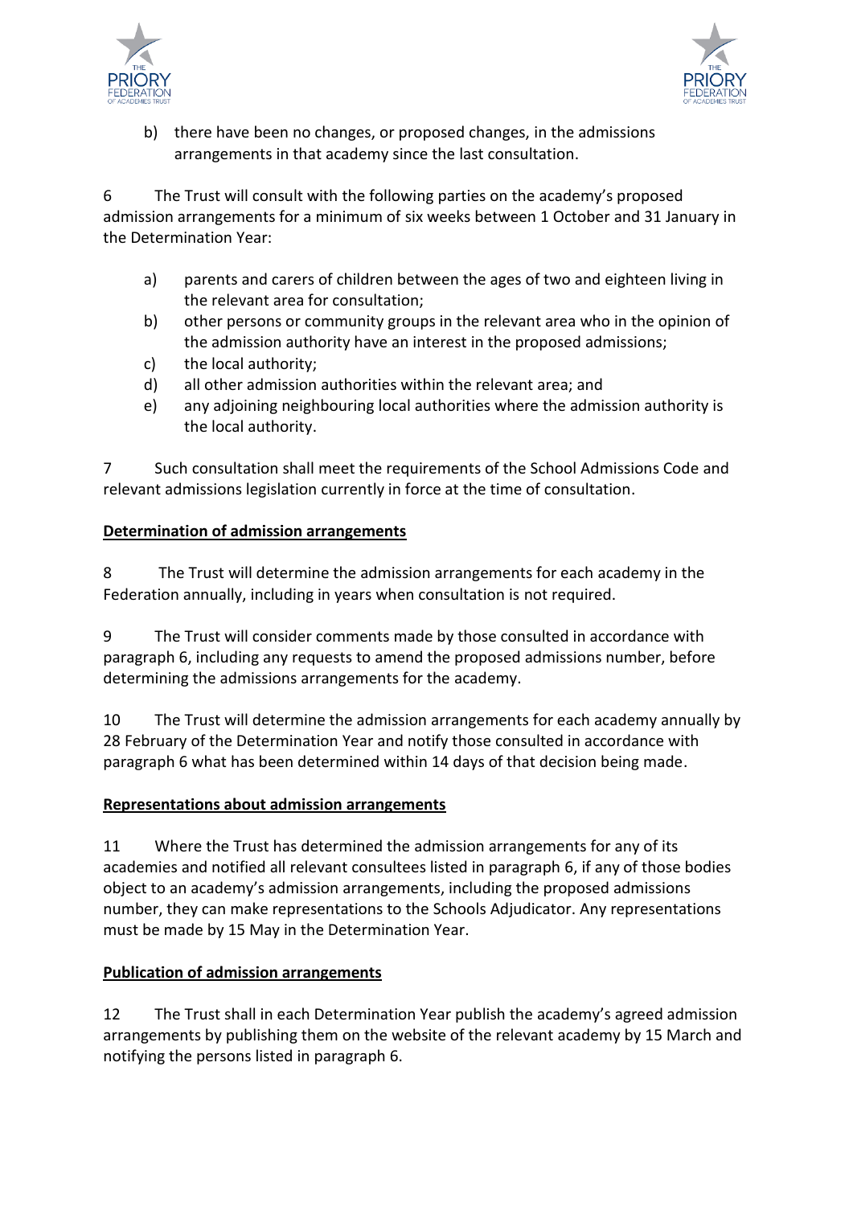b) there have been no changes, or proposed changes, in the admissions arrangements in that academy since the last consultation.

6 The Trust will consult with the following parties on the academy's proposed admission arrangements for a minimum of six weeks between 1 October and 31 January in the Determination Year:

a) parents and carers of children between the ages of two and eighteen living in the relevant area for consultation;
b) other persons or community groups in the relevant area who in the opinion of the admission authority have an interest in the proposed admissions;
c) the local authority;
d) all other admission authorities within the relevant area; and
e) any adjoining neighbouring local authorities where the admission authority is the local authority.

7 Such consultation shall meet the requirements of the School Admissions Code and relevant admissions legislation currently in force at the time of consultation.

**Determination of admission arrangements**

8 The Trust will determine the admission arrangements for each academy in the Federation annually, including in years when consultation is not required.

9 The Trust will consider comments made by those consulted in accordance with paragraph 6, including any requests to amend the proposed admissions number, before determining the admissions arrangements for the academy.

10 The Trust will determine the admission arrangements for each academy annually by 28 February of the Determination Year and notify those consulted in accordance with paragraph 6 what has been determined within 14 days of that decision being made.

**Representations about admission arrangements**

11 Where the Trust has determined the admission arrangements for any of its academies and notified all relevant consultees listed in paragraph 6, if any of those bodies object to an academy's admission arrangements, including the proposed admissions number, they can make representations to the Schools Adjudicator. Any representations must be made by 15 May in the Determination Year.

**Publication of admission arrangements**

12 The Trust shall in each Determination Year publish the academy's agreed admission arrangements by publishing them on the website of the relevant academy by 15 March and notifying the persons listed in paragraph 6.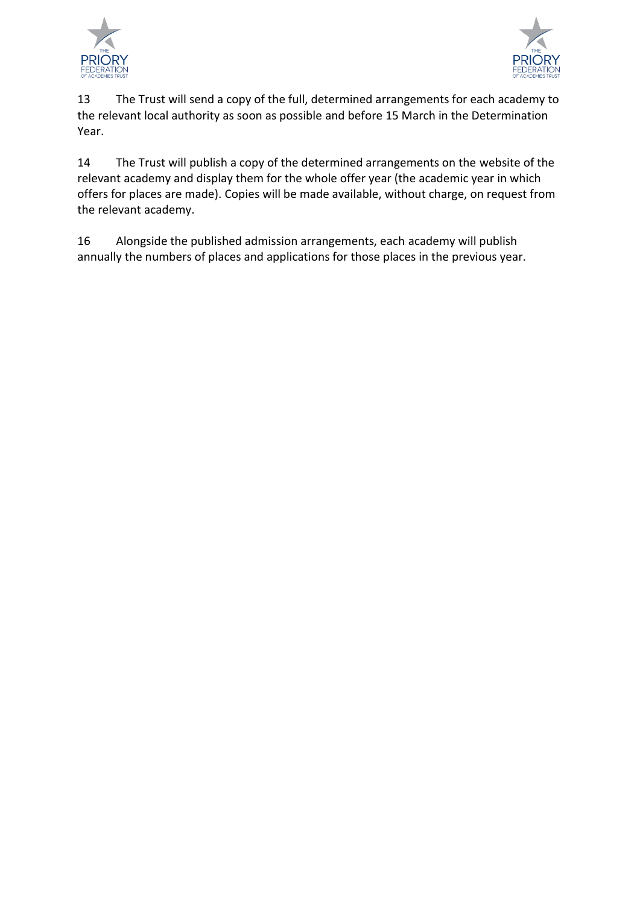13 The Trust will send a copy of the full, determined arrangements for each academy to the relevant local authority as soon as possible and before 15 March in the Determination Year.

14 The Trust will publish a copy of the determined arrangements on the website of the relevant academy and display them for the whole offer year (the academic year in which offers for places are made). Copies will be made available, without charge, on request from the relevant academy.

16 Alongside the published admission arrangements, each academy will publish annually the numbers of places and applications for those places in the previous year.